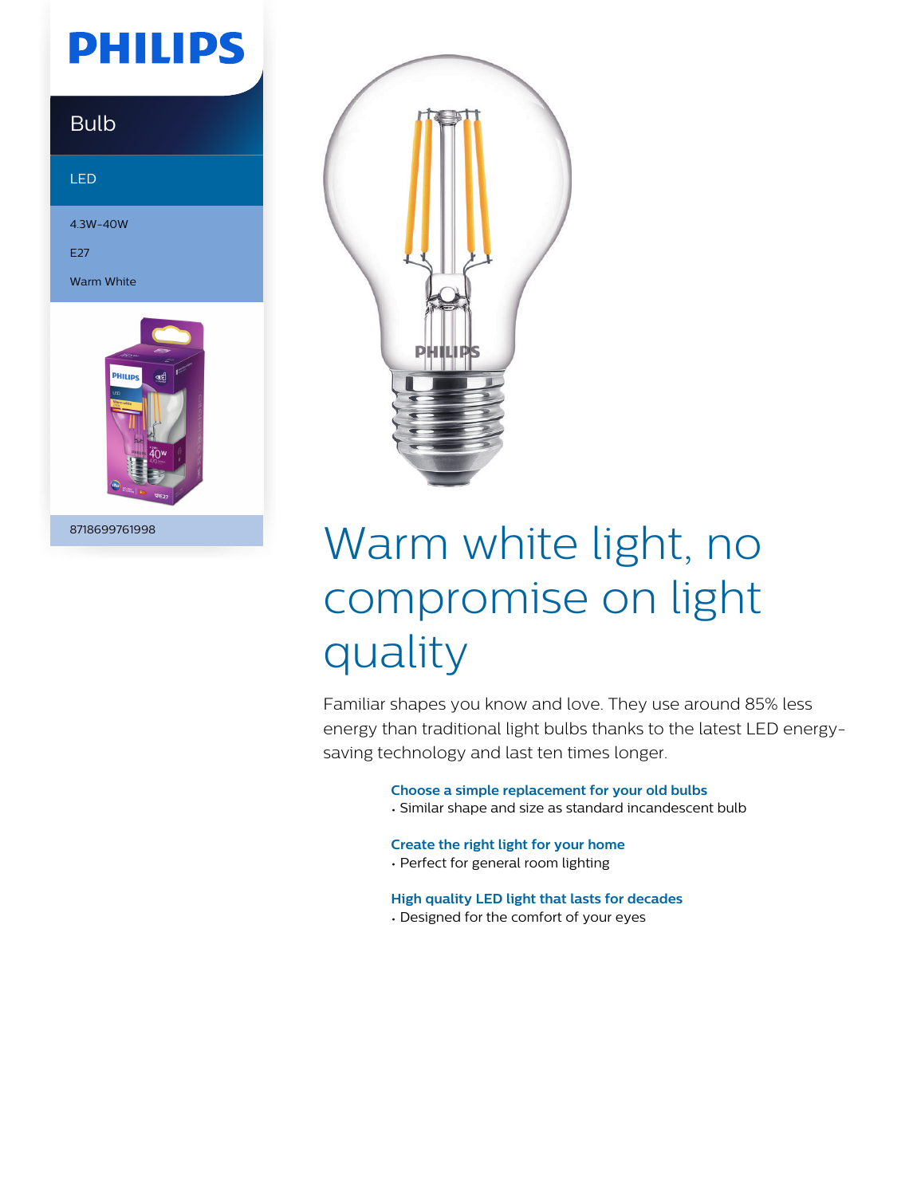# PHILIPS

## Bulb

LED

4.3W-40W

E27

Warm White

8718699761998

# Warm white light, no compromise on light quality

Familiar shapes you know and love. They use around 85% less energy than traditional light bulbs thanks to the latest LED energy-saving technology and last ten times longer.

**Choose a simple replacement for your old bulbs**

- Similar shape and size as standard incandescent bulb

**Create the right light for your home**

- Perfect for general room lighting

**High quality LED light that lasts for decades**

- Designed for the comfort of your eyes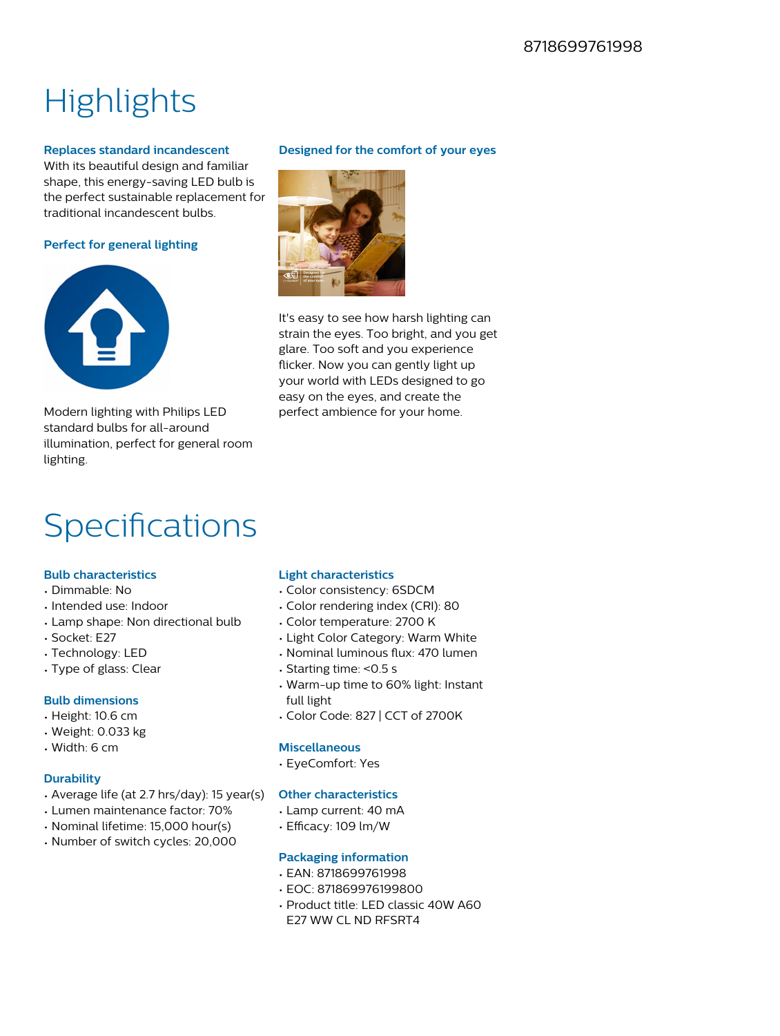8718699761998

# Highlights

### Replaces standard incandescent

With its beautiful design and familiar shape, this energy-saving LED bulb is the perfect sustainable replacement for traditional incandescent bulbs.

### Perfect for general lighting

Modern lighting with Philips LED standard bulbs for all-around illumination, perfect for general room lighting.

### Designed for the comfort of your eyes

It's easy to see how harsh lighting can strain the eyes. Too bright, and you get glare. Too soft and you experience flicker. Now you can gently light up your world with LEDs designed to go easy on the eyes, and create the perfect ambience for your home.

# Specifications

### Bulb characteristics

- Dimmable: No
- Intended use: Indoor
- Lamp shape: Non directional bulb
- Socket: E27
- Technology: LED
- Type of glass: Clear

### Bulb dimensions

- Height: 10.6 cm
- Weight: 0.033 kg
- Width: 6 cm

### Durability

- Average life (at 2.7 hrs/day): 15 year(s)
- Lumen maintenance factor: 70%
- Nominal lifetime: 15,000 hour(s)
- Number of switch cycles: 20,000

### Light characteristics

- Color consistency: 6SDCM
- Color rendering index (CRI): 80
- Color temperature: 2700 K
- Light Color Category: Warm White
- Nominal luminous flux: 470 lumen
- Starting time: <0.5 s
- Warm-up time to 60% light: Instant full light
- Color Code: 827 | CCT of 2700K

### Miscellaneous

- EyeComfort: Yes

### Other characteristics

- Lamp current: 40 mA
- Efficacy: 109 lm/W

### Packaging information

- EAN: 8718699761998
- EOC: 871869976199800
- Product title: LED classic 40W A60 E27 WW CL ND RFSRT4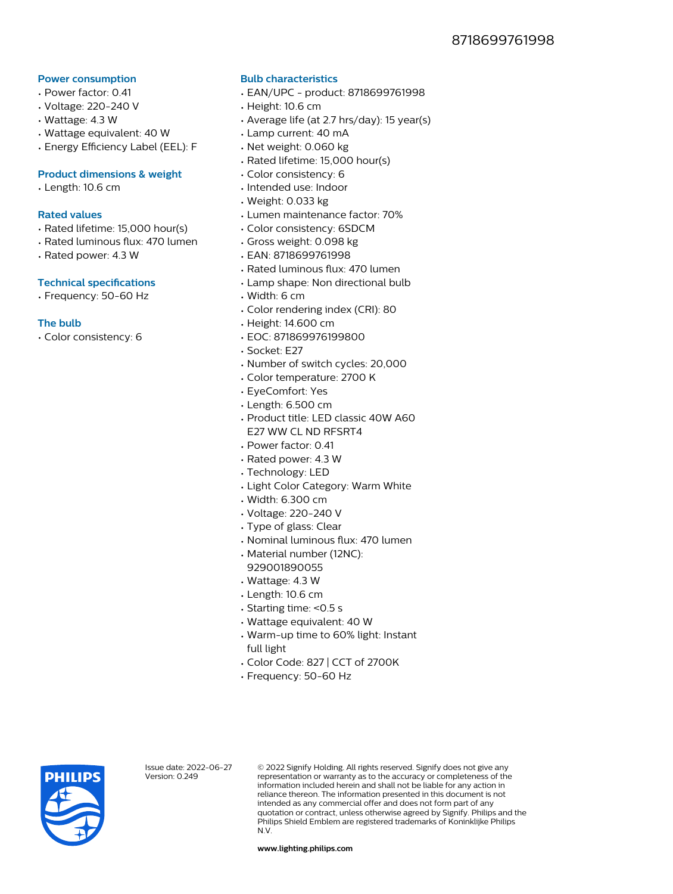8718699761998

### Power consumption

- Power factor: 0.41
- Voltage: 220-240 V
- Wattage: 4.3 W
- Wattage equivalent: 40 W
- Energy Efficiency Label (EEL): F

### Product dimensions & weight

- Length: 10.6 cm

### Rated values

- Rated lifetime: 15,000 hour(s)
- Rated luminous flux: 470 lumen
- Rated power: 4.3 W

### Technical specifications

- Frequency: 50-60 Hz

### The bulb

- Color consistency: 6

### Bulb characteristics

- EAN/UPC - product: 8718699761998
- Height: 10.6 cm
- Average life (at 2.7 hrs/day): 15 year(s)
- Lamp current: 40 mA
- Net weight: 0.060 kg
- Rated lifetime: 15,000 hour(s)
- Color consistency: 6
- Intended use: Indoor
- Weight: 0.033 kg
- Lumen maintenance factor: 70%
- Color consistency: 6SDCM
- Gross weight: 0.098 kg
- EAN: 8718699761998
- Rated luminous flux: 470 lumen
- Lamp shape: Non directional bulb
- Width: 6 cm
- Color rendering index (CRI): 80
- Height: 14.600 cm
- EOC: 871869976199800
- Socket: E27
- Number of switch cycles: 20,000
- Color temperature: 2700 K
- EyeComfort: Yes
- Length: 6.500 cm
- Product title: LED classic 40W A60 E27 WW CL ND RFSRT4
- Power factor: 0.41
- Rated power: 4.3 W
- Technology: LED
- Light Color Category: Warm White
- Width: 6.300 cm
- Voltage: 220-240 V
- Type of glass: Clear
- Nominal luminous flux: 470 lumen
- Material number (12NC): 929001890055
- Wattage: 4.3 W
- Length: 10.6 cm
- Starting time: <0.5 s
- Wattage equivalent: 40 W
- Warm-up time to 60% light: Instant full light
- Color Code: 827 | CCT of 2700K
- Frequency: 50-60 Hz

Issue date: 2022-06-27
Version: 0.249

© 2022 Signify Holding. All rights reserved. Signify does not give any representation or warranty as to the accuracy or completeness of the information included herein and shall not be liable for any action in reliance thereon. The information presented in this document is not intended as any commercial offer and does not form part of any quotation or contract, unless otherwise agreed by Signify. Philips and the Philips Shield Emblem are registered trademarks of Koninklijke Philips N.V.

**www.lighting.philips.com**